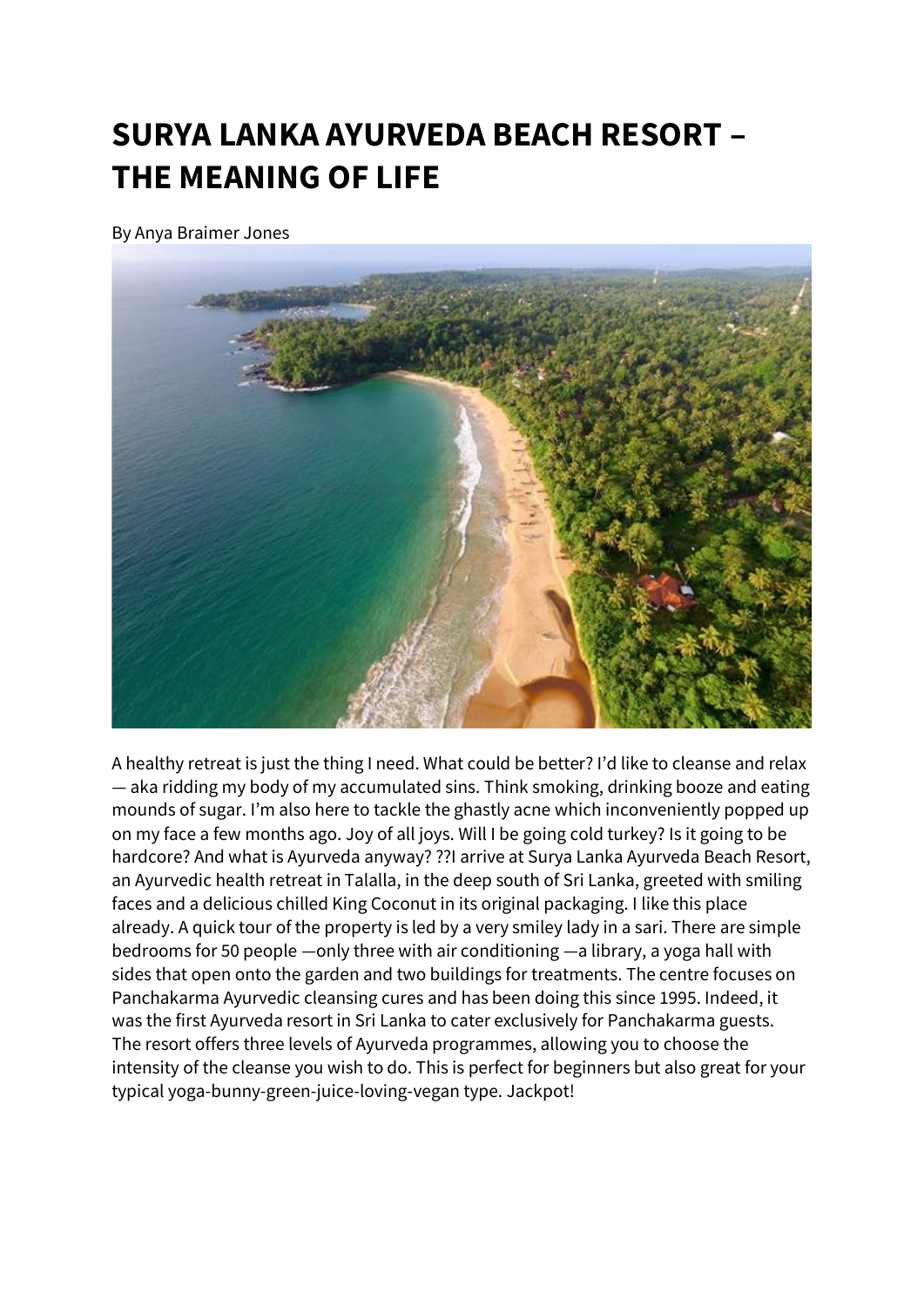# SURYA LANKA AYURVEDA BEACH RESORT – THE MEANING OF LIFE

By Anya Braimer Jones

A healthy retreat is just the thing I need. What could be better? I'd like to cleanse and relax — aka ridding my body of my accumulated sins. Think smoking, drinking booze and eating mounds of sugar. I'm also here to tackle the ghastly acne which inconveniently popped up on my face a few months ago. Joy of all joys. Will I be going cold turkey? Is it going to be hardcore? And what is Ayurveda anyway? ??I arrive at Surya Lanka Ayurveda Beach Resort, an Ayurvedic health retreat in Talalla, in the deep south of Sri Lanka, greeted with smiling faces and a delicious chilled King Coconut in its original packaging. I like this place already. A quick tour of the property is led by a very smiley lady in a sari. There are simple bedrooms for 50 people —only three with air conditioning —a library, a yoga hall with sides that open onto the garden and two buildings for treatments. The centre focuses on Panchakarma Ayurvedic cleansing cures and has been doing this since 1995. Indeed, it was the first Ayurveda resort in Sri Lanka to cater exclusively for Panchakarma guests. The resort offers three levels of Ayurveda programmes, allowing you to choose the intensity of the cleanse you wish to do. This is perfect for beginners but also great for your typical yoga-bunny-green-juice-loving-vegan type. Jackpot!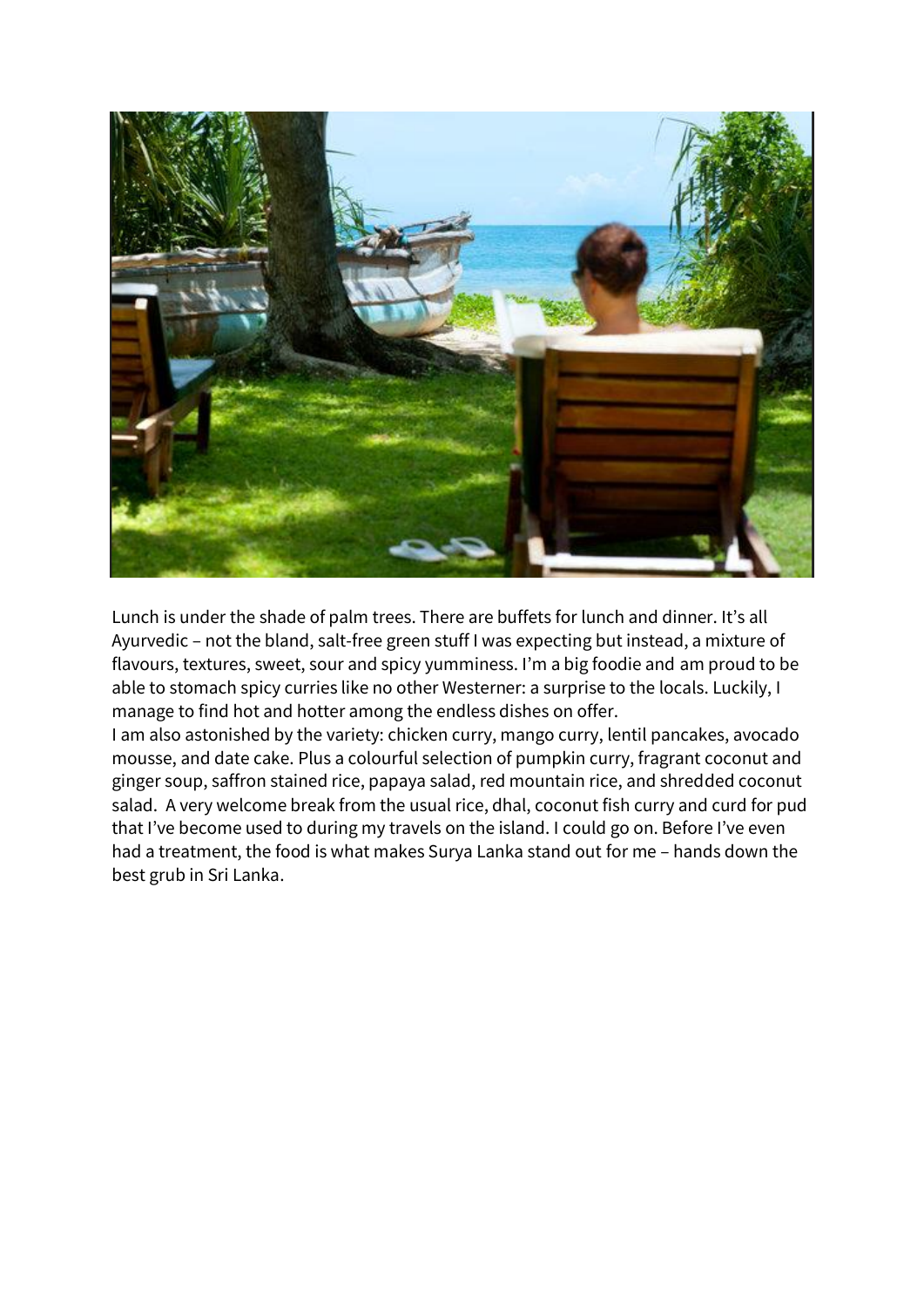Lunch is under the shade of palm trees. There are buffets for lunch and dinner. It's all Ayurvedic – not the bland, salt-free green stuff I was expecting but instead, a mixture of flavours, textures, sweet, sour and spicy yumminess. I'm a big foodie and am proud to be able to stomach spicy curries like no other Westerner: a surprise to the locals. Luckily, I manage to find hot and hotter among the endless dishes on offer.

I am also astonished by the variety: chicken curry, mango curry, lentil pancakes, avocado mousse, and date cake. Plus a colourful selection of pumpkin curry, fragrant coconut and ginger soup, saffron stained rice, papaya salad, red mountain rice, and shredded coconut salad. A very welcome break from the usual rice, dhal, coconut fish curry and curd for pud that I've become used to during my travels on the island. I could go on. Before I've even had a treatment, the food is what makes Surya Lanka stand out for me – hands down the best grub in Sri Lanka.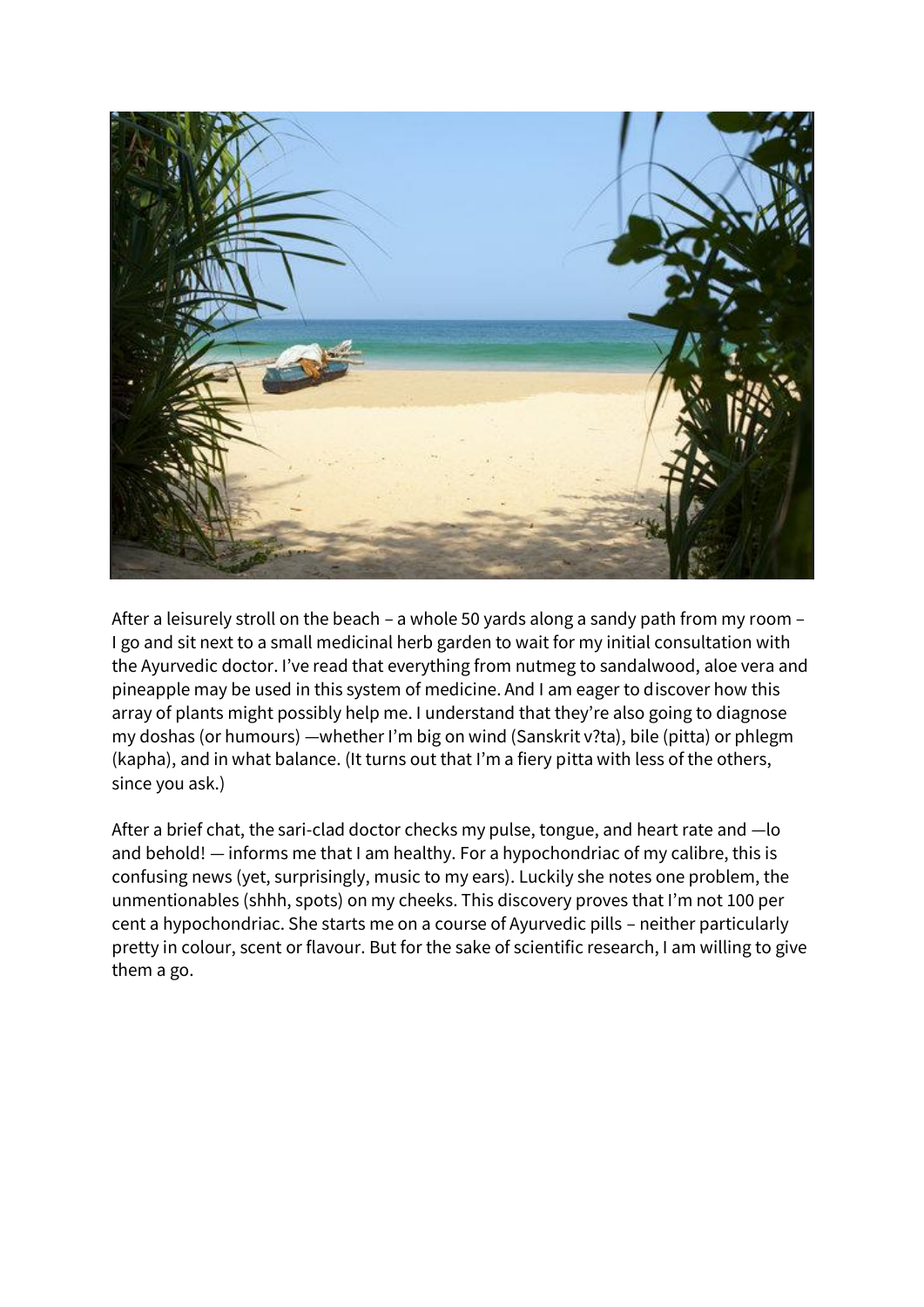After a leisurely stroll on the beach – a whole 50 yards along a sandy path from my room – I go and sit next to a small medicinal herb garden to wait for my initial consultation with the Ayurvedic doctor. I've read that everything from nutmeg to sandalwood, aloe vera and pineapple may be used in this system of medicine. And I am eager to discover how this array of plants might possibly help me. I understand that they're also going to diagnose my doshas (or humours) —whether I'm big on wind (Sanskrit v?ta), bile (pitta) or phlegm (kapha), and in what balance. (It turns out that I'm a fiery pitta with less of the others, since you ask.)

After a brief chat, the sari-clad doctor checks my pulse, tongue, and heart rate and —lo and behold! — informs me that I am healthy. For a hypochondriac of my calibre, this is confusing news (yet, surprisingly, music to my ears). Luckily she notes one problem, the unmentionables (shhh, spots) on my cheeks. This discovery proves that I'm not 100 per cent a hypochondriac. She starts me on a course of Ayurvedic pills – neither particularly pretty in colour, scent or flavour. But for the sake of scientific research, I am willing to give them a go.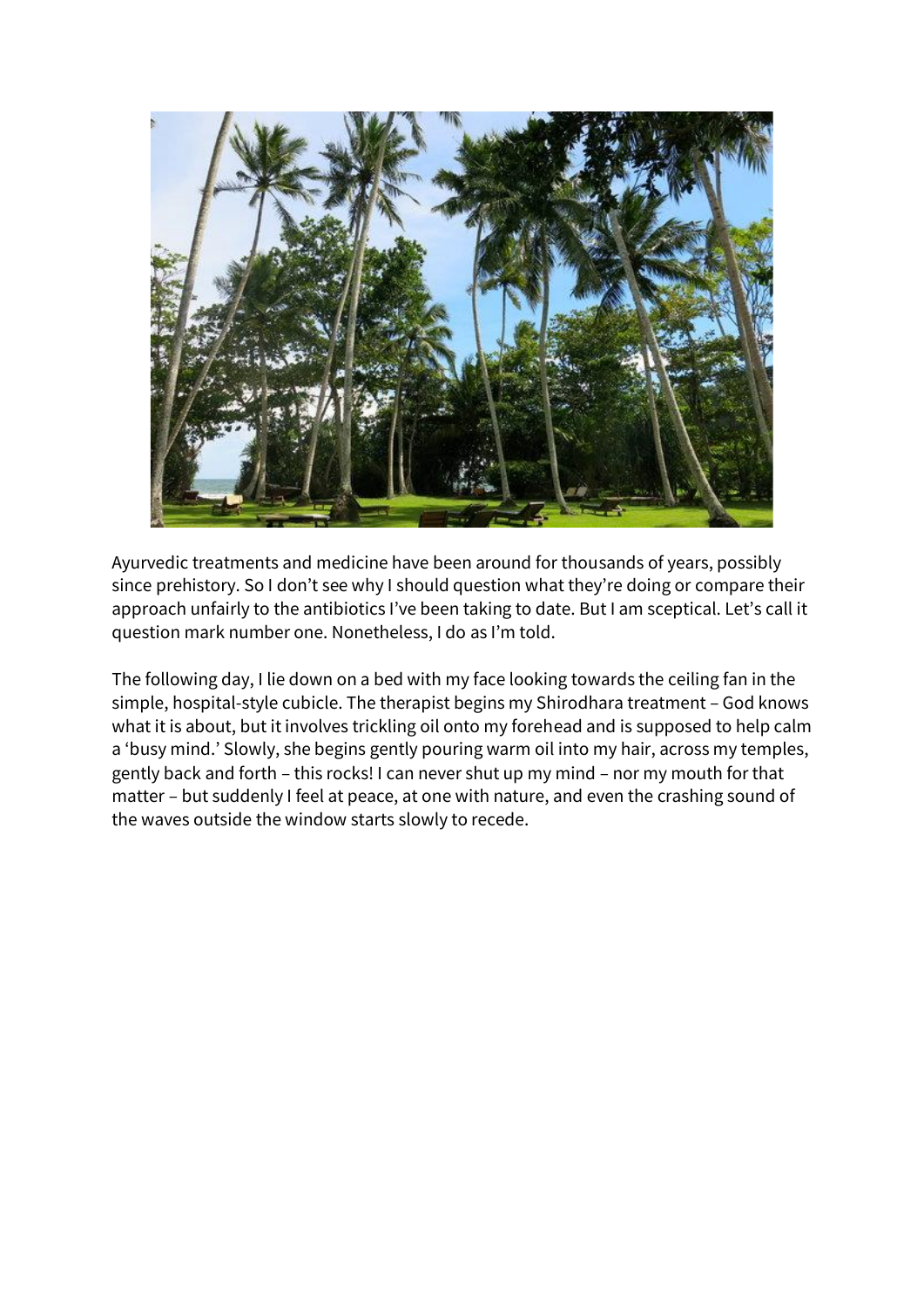Ayurvedic treatments and medicine have been around for thousands of years, possibly since prehistory. So I don't see why I should question what they're doing or compare their approach unfairly to the antibiotics I've been taking to date. But I am sceptical. Let's call it question mark number one. Nonetheless, I do as I'm told.

The following day, I lie down on a bed with my face looking towards the ceiling fan in the simple, hospital-style cubicle. The therapist begins my Shirodhara treatment – God knows what it is about, but it involves trickling oil onto my forehead and is supposed to help calm a 'busy mind.' Slowly, she begins gently pouring warm oil into my hair, across my temples, gently back and forth – this rocks! I can never shut up my mind – nor my mouth for that matter – but suddenly I feel at peace, at one with nature, and even the crashing sound of the waves outside the window starts slowly to recede.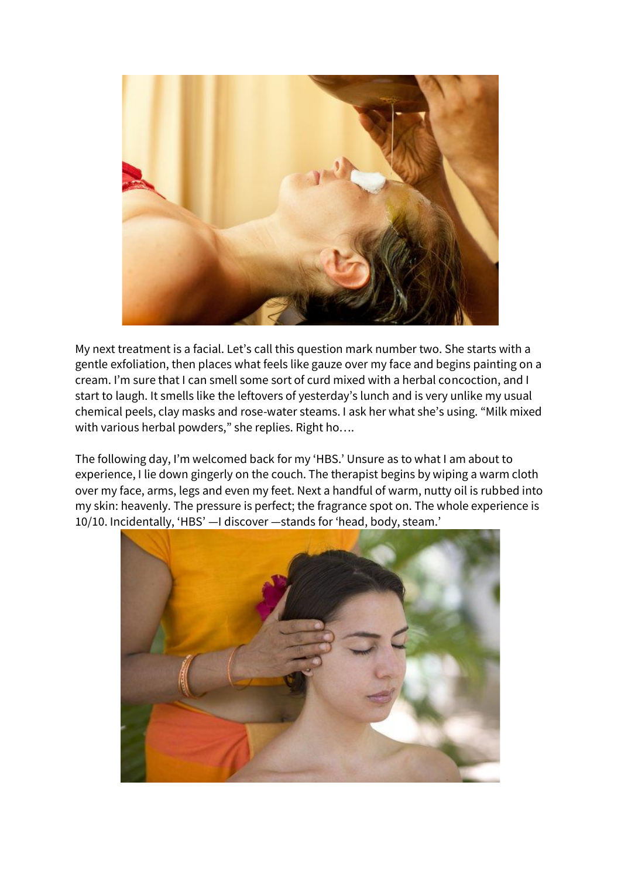My next treatment is a facial. Let's call this question mark number two. She starts with a gentle exfoliation, then places what feels like gauze over my face and begins painting on a cream. I'm sure that I can smell some sort of curd mixed with a herbal concoction, and I start to laugh. It smells like the leftovers of yesterday's lunch and is very unlike my usual chemical peels, clay masks and rose-water steams. I ask her what she's using. "Milk mixed with various herbal powders," she replies. Right ho….

The following day, I'm welcomed back for my 'HBS.' Unsure as to what I am about to experience, I lie down gingerly on the couch. The therapist begins by wiping a warm cloth over my face, arms, legs and even my feet. Next a handful of warm, nutty oil is rubbed into my skin: heavenly. The pressure is perfect; the fragrance spot on. The whole experience is 10/10. Incidentally, 'HBS' —I discover —stands for 'head, body, steam.'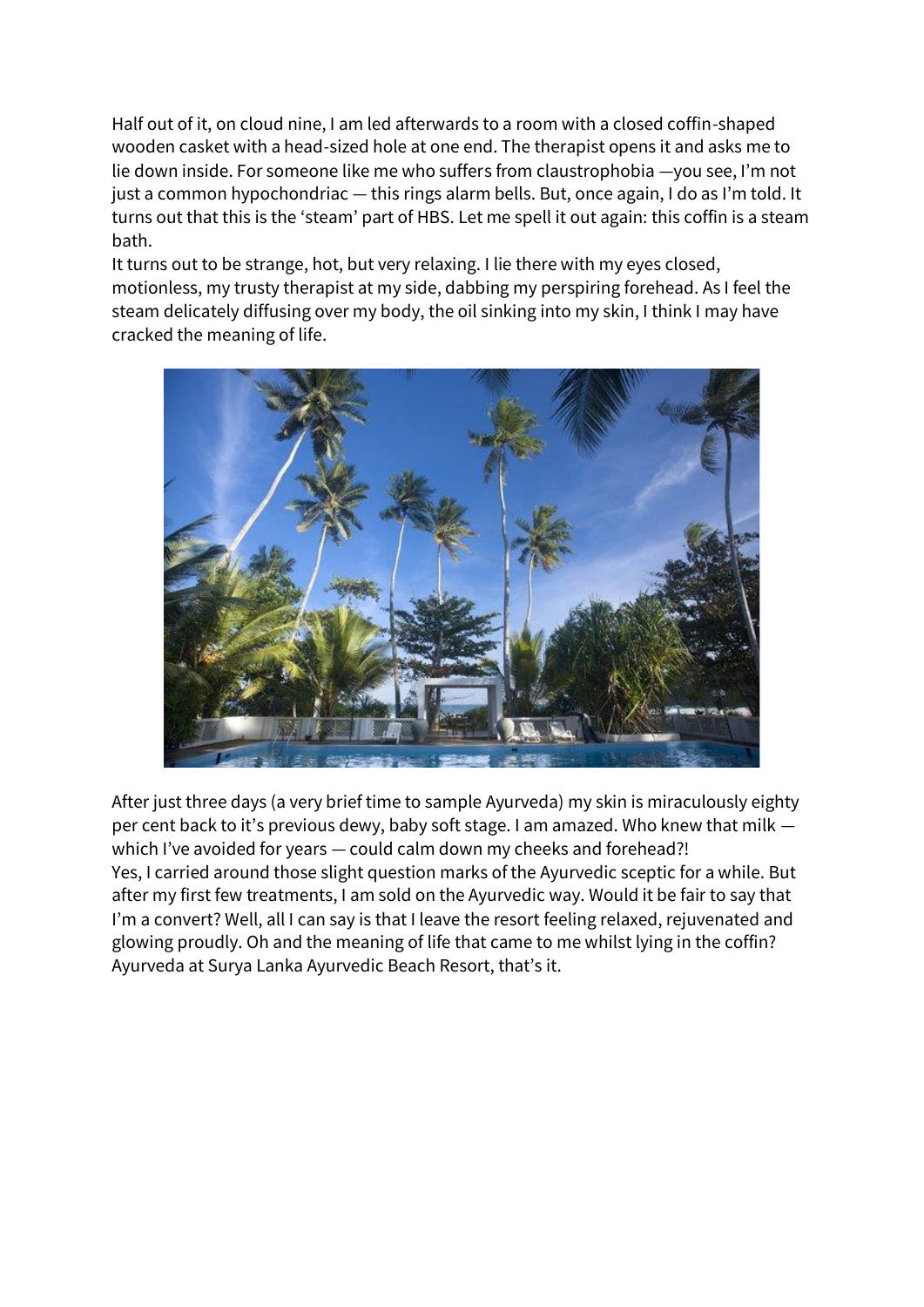Half out of it, on cloud nine, I am led afterwards to a room with a closed coffin-shaped wooden casket with a head-sized hole at one end. The therapist opens it and asks me to lie down inside. For someone like me who suffers from claustrophobia —you see, I'm not just a common hypochondriac — this rings alarm bells. But, once again, I do as I'm told. It turns out that this is the 'steam' part of HBS. Let me spell it out again: this coffin is a steam bath.

It turns out to be strange, hot, but very relaxing. I lie there with my eyes closed, motionless, my trusty therapist at my side, dabbing my perspiring forehead. As I feel the steam delicately diffusing over my body, the oil sinking into my skin, I think I may have cracked the meaning of life.

After just three days (a very brief time to sample Ayurveda) my skin is miraculously eighty per cent back to it's previous dewy, baby soft stage. I am amazed. Who knew that milk — which I've avoided for years — could calm down my cheeks and forehead?!

Yes, I carried around those slight question marks of the Ayurvedic sceptic for a while. But after my first few treatments, I am sold on the Ayurvedic way. Would it be fair to say that I'm a convert? Well, all I can say is that I leave the resort feeling relaxed, rejuvenated and glowing proudly. Oh and the meaning of life that came to me whilst lying in the coffin? Ayurveda at Surya Lanka Ayurvedic Beach Resort, that's it.